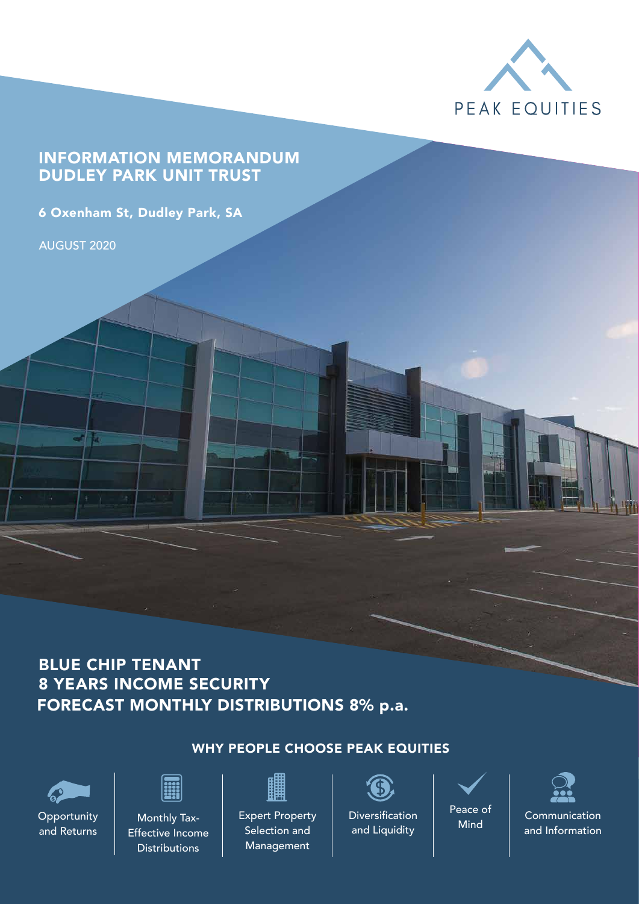PEAK EQUITIES

# INFORMATION MEMORANDUM
# DUDLEY PARK UNIT TRUST

**6 Oxenham St, Dudley Park, SA**

AUGUST 2020

## BLUE CHIP TENANT
## 8 YEARS INCOME SECURITY
## FORECAST MONTHLY DISTRIBUTIONS 8% p.a.

### WHY PEOPLE CHOOSE PEAK EQUITIES

- Opportunity and Returns
- Monthly Tax-Effective Income Distributions
- Expert Property Selection and Management
- Diversification and Liquidity
- Peace of Mind
- Communication and Information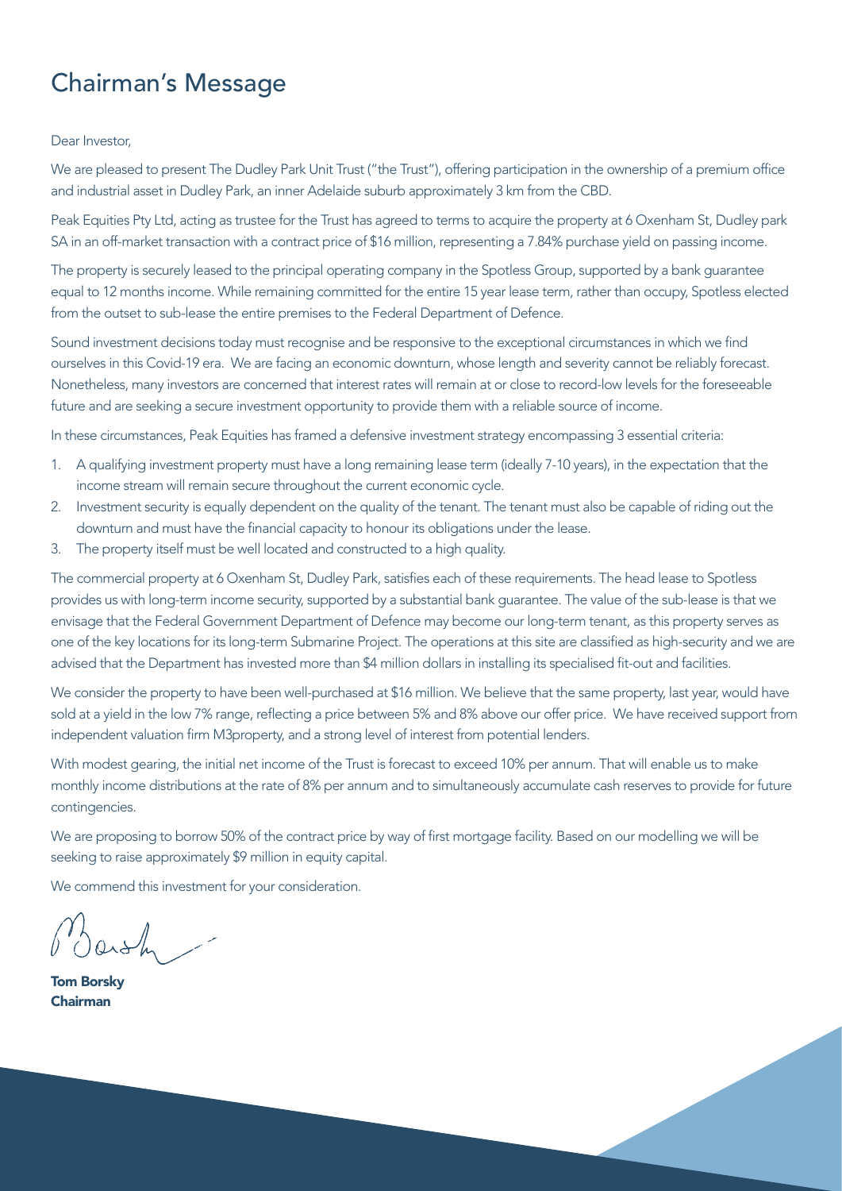# Chairman's Message

Dear Investor,

We are pleased to present The Dudley Park Unit Trust ("the Trust"), offering participation in the ownership of a premium office and industrial asset in Dudley Park, an inner Adelaide suburb approximately 3 km from the CBD.

Peak Equities Pty Ltd, acting as trustee for the Trust has agreed to terms to acquire the property at 6 Oxenham St, Dudley park SA in an off-market transaction with a contract price of $16 million, representing a 7.84% purchase yield on passing income.

The property is securely leased to the principal operating company in the Spotless Group, supported by a bank guarantee equal to 12 months income. While remaining committed for the entire 15 year lease term, rather than occupy, Spotless elected from the outset to sub-lease the entire premises to the Federal Department of Defence.

Sound investment decisions today must recognise and be responsive to the exceptional circumstances in which we find ourselves in this Covid-19 era. We are facing an economic downturn, whose length and severity cannot be reliably forecast. Nonetheless, many investors are concerned that interest rates will remain at or close to record-low levels for the foreseeable future and are seeking a secure investment opportunity to provide them with a reliable source of income.

In these circumstances, Peak Equities has framed a defensive investment strategy encompassing 3 essential criteria:

1. A qualifying investment property must have a long remaining lease term (ideally 7-10 years), in the expectation that the income stream will remain secure throughout the current economic cycle.
2. Investment security is equally dependent on the quality of the tenant. The tenant must also be capable of riding out the downturn and must have the financial capacity to honour its obligations under the lease.
3. The property itself must be well located and constructed to a high quality.

The commercial property at 6 Oxenham St, Dudley Park, satisfies each of these requirements. The head lease to Spotless provides us with long-term income security, supported by a substantial bank guarantee. The value of the sub-lease is that we envisage that the Federal Government Department of Defence may become our long-term tenant, as this property serves as one of the key locations for its long-term Submarine Project. The operations at this site are classified as high-security and we are advised that the Department has invested more than $4 million dollars in installing its specialised fit-out and facilities.

We consider the property to have been well-purchased at $16 million. We believe that the same property, last year, would have sold at a yield in the low 7% range, reflecting a price between 5% and 8% above our offer price. We have received support from independent valuation firm M3property, and a strong level of interest from potential lenders.

With modest gearing, the initial net income of the Trust is forecast to exceed 10% per annum. That will enable us to make monthly income distributions at the rate of 8% per annum and to simultaneously accumulate cash reserves to provide for future contingencies.

We are proposing to borrow 50% of the contract price by way of first mortgage facility. Based on our modelling we will be seeking to raise approximately $9 million in equity capital.

We commend this investment for your consideration.

**Tom Borsky**
**Chairman**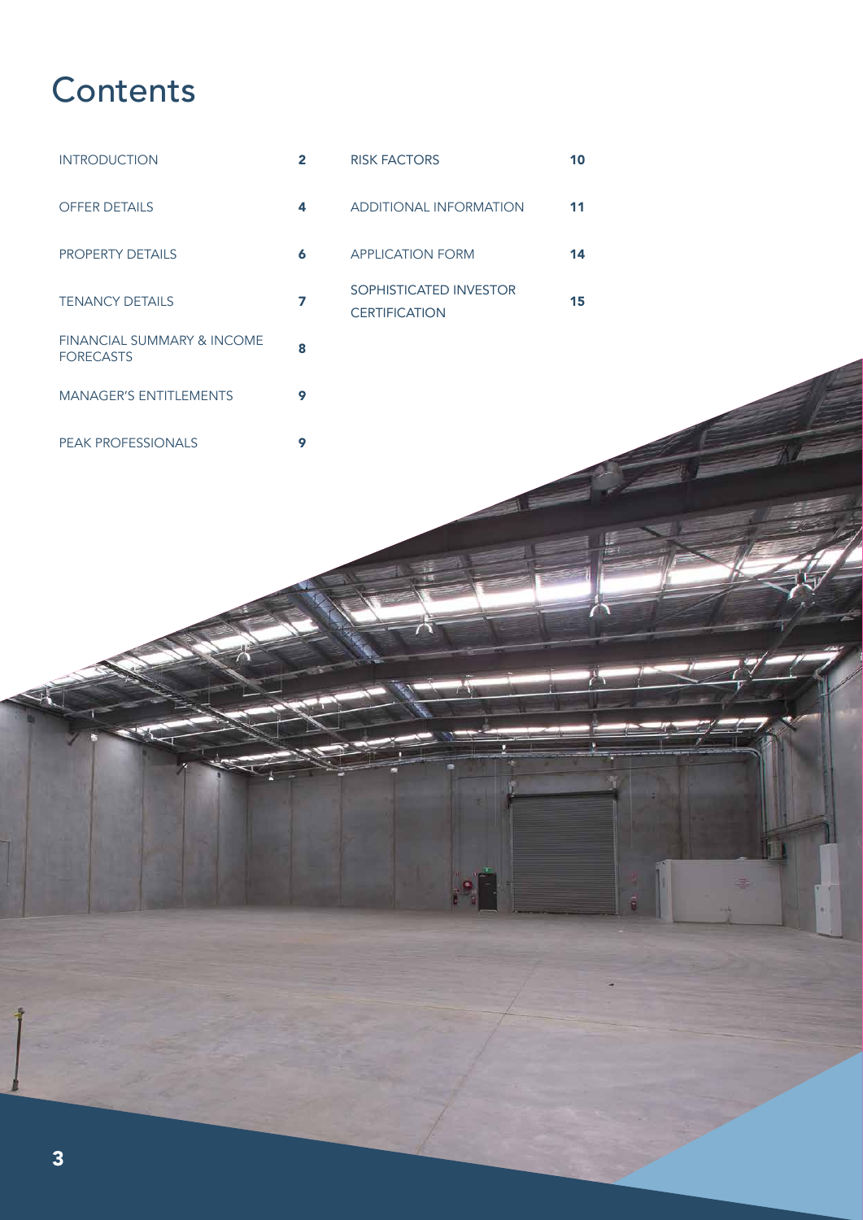# Contents

| | |
|---|---|
| INTRODUCTION | 2 |
| OFFER DETAILS | 4 |
| PROPERTY DETAILS | 6 |
| TENANCY DETAILS | 7 |
| FINANCIAL SUMMARY & INCOME FORECASTS | 8 |
| MANAGER'S ENTITLEMENTS | 9 |
| PEAK PROFESSIONALS | 9 |
| RISK FACTORS | 10 |
| ADDITIONAL INFORMATION | 11 |
| APPLICATION FORM | 14 |
| SOPHISTICATED INVESTOR CERTIFICATION | 15 |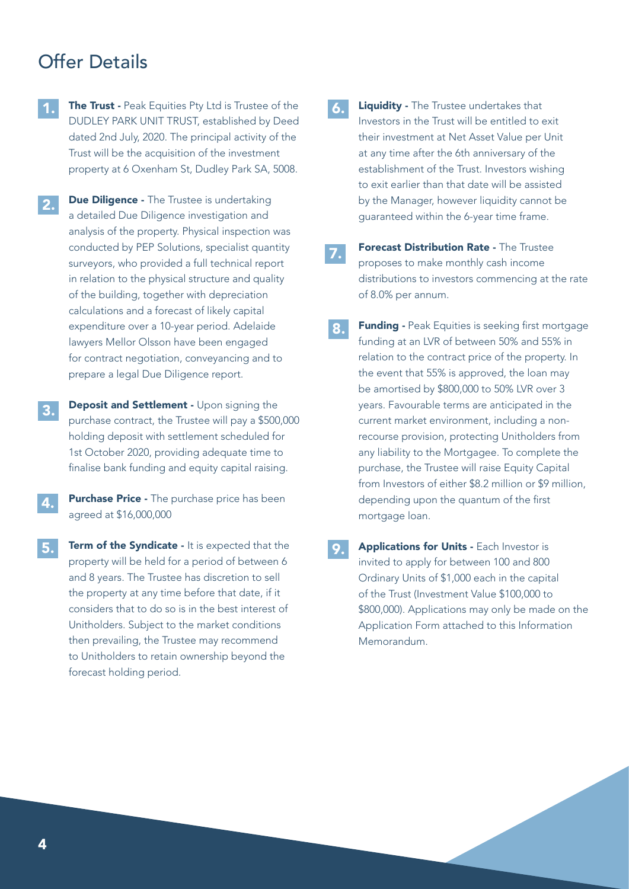## Offer Details

1. **The Trust -** Peak Equities Pty Ltd is Trustee of the DUDLEY PARK UNIT TRUST, established by Deed dated 2nd July, 2020. The principal activity of the Trust will be the acquisition of the investment property at 6 Oxenham St, Dudley Park SA, 5008.

2. **Due Diligence -** The Trustee is undertaking a detailed Due Diligence investigation and analysis of the property. Physical inspection was conducted by PEP Solutions, specialist quantity surveyors, who provided a full technical report in relation to the physical structure and quality of the building, together with depreciation calculations and a forecast of likely capital expenditure over a 10-year period. Adelaide lawyers Mellor Olsson have been engaged for contract negotiation, conveyancing and to prepare a legal Due Diligence report.

3. **Deposit and Settlement -** Upon signing the purchase contract, the Trustee will pay a $500,000 holding deposit with settlement scheduled for 1st October 2020, providing adequate time to finalise bank funding and equity capital raising.

4. **Purchase Price -** The purchase price has been agreed at $16,000,000

5. **Term of the Syndicate -** It is expected that the property will be held for a period of between 6 and 8 years. The Trustee has discretion to sell the property at any time before that date, if it considers that to do so is in the best interest of Unitholders. Subject to the market conditions then prevailing, the Trustee may recommend to Unitholders to retain ownership beyond the forecast holding period.

6. **Liquidity -** The Trustee undertakes that Investors in the Trust will be entitled to exit their investment at Net Asset Value per Unit at any time after the 6th anniversary of the establishment of the Trust. Investors wishing to exit earlier than that date will be assisted by the Manager, however liquidity cannot be guaranteed within the 6-year time frame.

7. **Forecast Distribution Rate -** The Trustee proposes to make monthly cash income distributions to investors commencing at the rate of 8.0% per annum.

8. **Funding -** Peak Equities is seeking first mortgage funding at an LVR of between 50% and 55% in relation to the contract price of the property. In the event that 55% is approved, the loan may be amortised by $800,000 to 50% LVR over 3 years. Favourable terms are anticipated in the current market environment, including a non-recourse provision, protecting Unitholders from any liability to the Mortgagee. To complete the purchase, the Trustee will raise Equity Capital from Investors of either $8.2 million or $9 million, depending upon the quantum of the first mortgage loan.

9. **Applications for Units -** Each Investor is invited to apply for between 100 and 800 Ordinary Units of $1,000 each in the capital of the Trust (Investment Value $100,000 to $800,000). Applications may only be made on the Application Form attached to this Information Memorandum.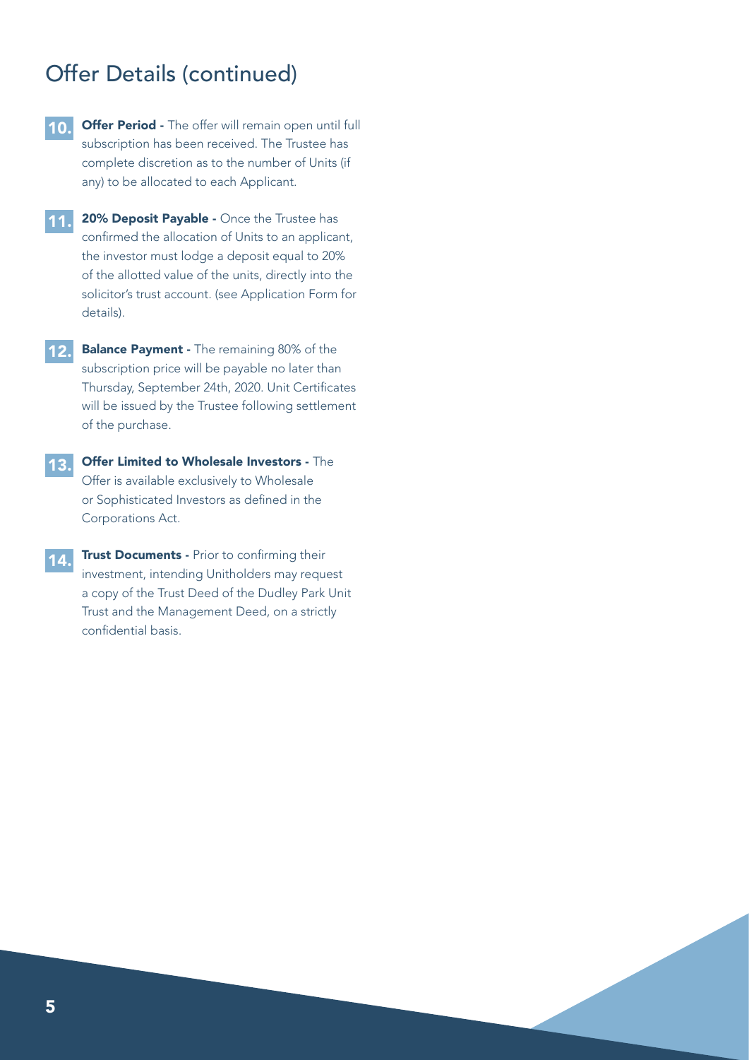## Offer Details (continued)

10. **Offer Period -** The offer will remain open until full subscription has been received. The Trustee has complete discretion as to the number of Units (if any) to be allocated to each Applicant.

11. **20% Deposit Payable -** Once the Trustee has confirmed the allocation of Units to an applicant, the investor must lodge a deposit equal to 20% of the allotted value of the units, directly into the solicitor's trust account. (see Application Form for details).

12. **Balance Payment -** The remaining 80% of the subscription price will be payable no later than Thursday, September 24th, 2020. Unit Certificates will be issued by the Trustee following settlement of the purchase.

13. **Offer Limited to Wholesale Investors -** The Offer is available exclusively to Wholesale or Sophisticated Investors as defined in the Corporations Act.

14. **Trust Documents -** Prior to confirming their investment, intending Unitholders may request a copy of the Trust Deed of the Dudley Park Unit Trust and the Management Deed, on a strictly confidential basis.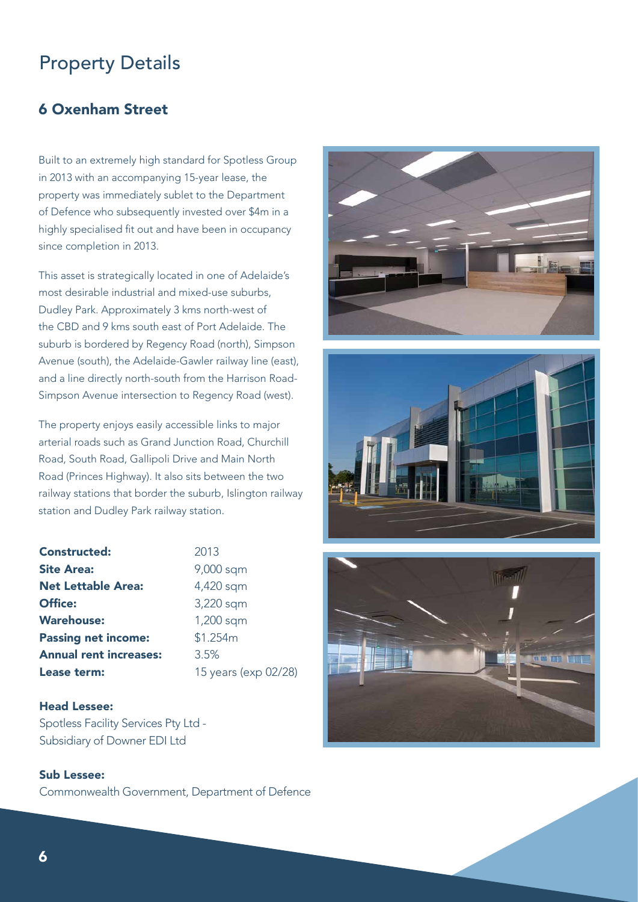# Property Details

## 6 Oxenham Street

Built to an extremely high standard for Spotless Group in 2013 with an accompanying 15-year lease, the property was immediately sublet to the Department of Defence who subsequently invested over $4m in a highly specialised fit out and have been in occupancy since completion in 2013.

This asset is strategically located in one of Adelaide's most desirable industrial and mixed-use suburbs, Dudley Park. Approximately 3 kms north-west of the CBD and 9 kms south east of Port Adelaide. The suburb is bordered by Regency Road (north), Simpson Avenue (south), the Adelaide-Gawler railway line (east), and a line directly north-south from the Harrison Road-Simpson Avenue intersection to Regency Road (west).

The property enjoys easily accessible links to major arterial roads such as Grand Junction Road, Churchill Road, South Road, Gallipoli Drive and Main North Road (Princes Highway). It also sits between the two railway stations that border the suburb, Islington railway station and Dudley Park railway station.

| | |
|---|---|
| **Constructed:** | 2013 |
| **Site Area:** | 9,000 sqm |
| **Net Lettable Area:** | 4,420 sqm |
| **Office:** | 3,220 sqm |
| **Warehouse:** | 1,200 sqm |
| **Passing net income:** | $1.254m |
| **Annual rent increases:** | 3.5% |
| **Lease term:** | 15 years (exp 02/28) |

**Head Lessee:**
Spotless Facility Services Pty Ltd - Subsidiary of Downer EDI Ltd

**Sub Lessee:**
Commonwealth Government, Department of Defence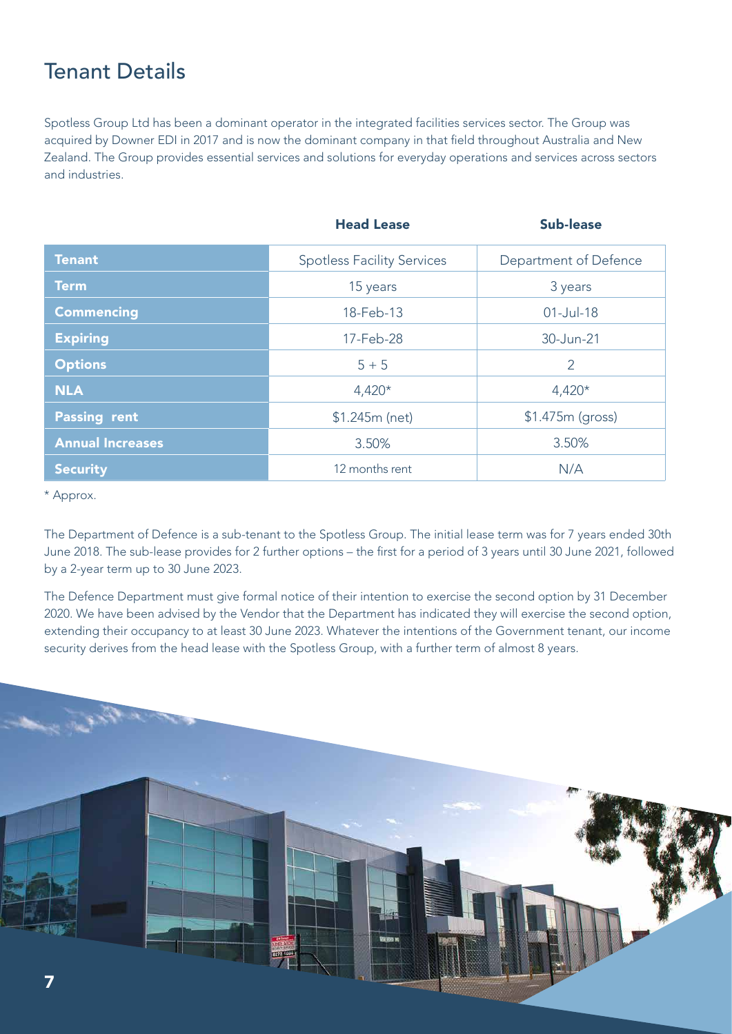# Tenant Details

Spotless Group Ltd has been a dominant operator in the integrated facilities services sector. The Group was acquired by Downer EDI in 2017 and is now the dominant company in that field throughout Australia and New Zealand. The Group provides essential services and solutions for everyday operations and services across sectors and industries.

| | **Head Lease** | **Sub-lease** |
|---|---|---|
| **Tenant** | Spotless Facility Services | Department of Defence |
| **Term** | 15 years | 3 years |
| **Commencing** | 18-Feb-13 | 01-Jul-18 |
| **Expiring** | 17-Feb-28 | 30-Jun-21 |
| **Options** | 5 + 5 | 2 |
| **NLA** | 4,420* | 4,420* |
| **Passing rent** | $1.245m (net) | $1.475m (gross) |
| **Annual Increases** | 3.50% | 3.50% |
| **Security** | 12 months rent | N/A |

* Approx.

The Department of Defence is a sub-tenant to the Spotless Group. The initial lease term was for 7 years ended 30th June 2018. The sub-lease provides for 2 further options – the first for a period of 3 years until 30 June 2021, followed by a 2-year term up to 30 June 2023.

The Defence Department must give formal notice of their intention to exercise the second option by 31 December 2020. We have been advised by the Vendor that the Department has indicated they will exercise the second option, extending their occupancy to at least 30 June 2023. Whatever the intentions of the Government tenant, our income security derives from the head lease with the Spotless Group, with a further term of almost 8 years.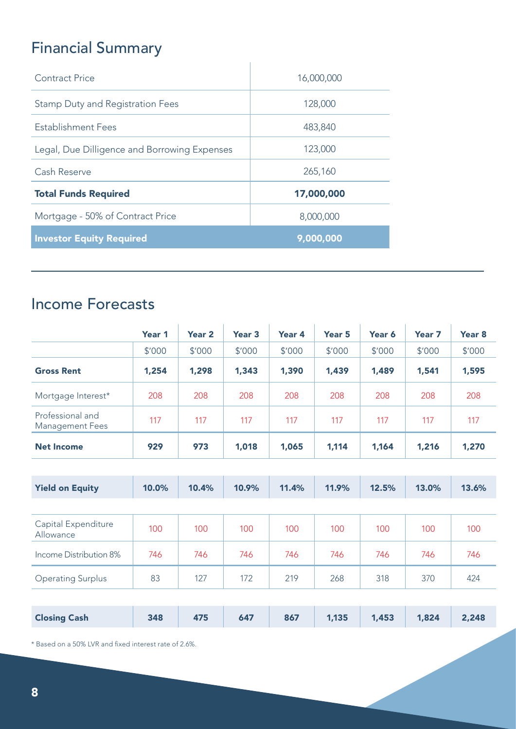## Financial Summary

| | |
|---|---|
| Contract Price | 16,000,000 |
| Stamp Duty and Registration Fees | 128,000 |
| Establishment Fees | 483,840 |
| Legal, Due Dilligence and Borrowing Expenses | 123,000 |
| Cash Reserve | 265,160 |
| **Total Funds Required** | **17,000,000** |
| Mortgage - 50% of Contract Price | 8,000,000 |
| **Investor Equity Required** | **9,000,000** |

## Income Forecasts

| | Year 1 | Year 2 | Year 3 | Year 4 | Year 5 | Year 6 | Year 7 | Year 8 |
|---|---|---|---|---|---|---|---|---|
| | $'000 | $'000 | $'000 | $'000 | $'000 | $'000 | $'000 | $'000 |
| **Gross Rent** | **1,254** | **1,298** | **1,343** | **1,390** | **1,439** | **1,489** | **1,541** | **1,595** |
| Mortgage Interest* | 208 | 208 | 208 | 208 | 208 | 208 | 208 | 208 |
| Professional and Management Fees | 117 | 117 | 117 | 117 | 117 | 117 | 117 | 117 |
| **Net Income** | **929** | **973** | **1,018** | **1,065** | **1,114** | **1,164** | **1,216** | **1,270** |
| **Yield on Equity** | **10.0%** | **10.4%** | **10.9%** | **11.4%** | **11.9%** | **12.5%** | **13.0%** | **13.6%** |
| Capital Expenditure Allowance | 100 | 100 | 100 | 100 | 100 | 100 | 100 | 100 |
| Income Distribution 8% | 746 | 746 | 746 | 746 | 746 | 746 | 746 | 746 |
| Operating Surplus | 83 | 127 | 172 | 219 | 268 | 318 | 370 | 424 |
| **Closing Cash** | **348** | **475** | **647** | **867** | **1,135** | **1,453** | **1,824** | **2,248** |

* Based on a 50% LVR and fixed interest rate of 2.6%.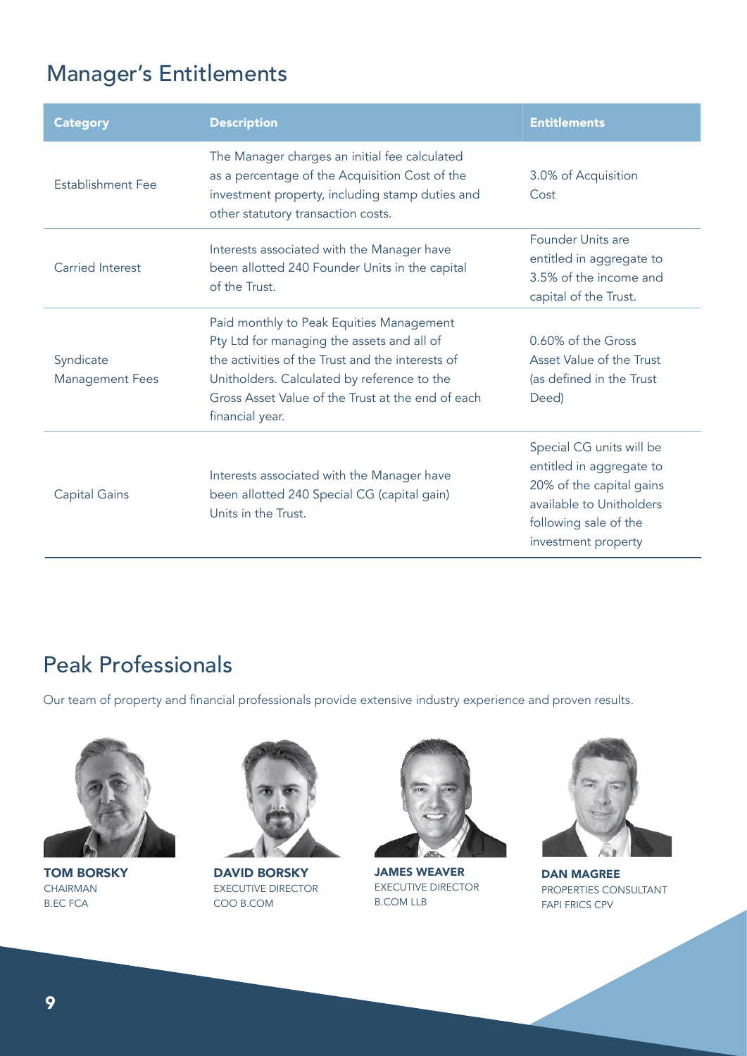## Manager's Entitlements

| Category | Description | Entitlements |
| --- | --- | --- |
| Establishment Fee | The Manager charges an initial fee calculated as a percentage of the Acquisition Cost of the investment property, including stamp duties and other statutory transaction costs. | 3.0% of Acquisition Cost |
| Carried Interest | Interests associated with the Manager have been allotted 240 Founder Units in the capital of the Trust. | Founder Units are entitled in aggregate to 3.5% of the income and capital of the Trust. |
| Syndicate Management Fees | Paid monthly to Peak Equities Management Pty Ltd for managing the assets and all of the activities of the Trust and the interests of Unitholders. Calculated by reference to the Gross Asset Value of the Trust at the end of each financial year. | 0.60% of the Gross Asset Value of the Trust (as defined in the Trust Deed) |
| Capital Gains | Interests associated with the Manager have been allotted 240 Special CG (capital gain) Units in the Trust. | Special CG units will be entitled in aggregate to 20% of the capital gains available to Unitholders following sale of the investment property |

## Peak Professionals

Our team of property and financial professionals provide extensive industry experience and proven results.

**TOM BORSKY**
CHAIRMAN
B.EC FCA

**DAVID BORSKY**
EXECUTIVE DIRECTOR
COO B.COM

**JAMES WEAVER**
EXECUTIVE DIRECTOR
B.COM LLB

**DAN MAGREE**
PROPERTIES CONSULTANT
FAPI FRICS CPV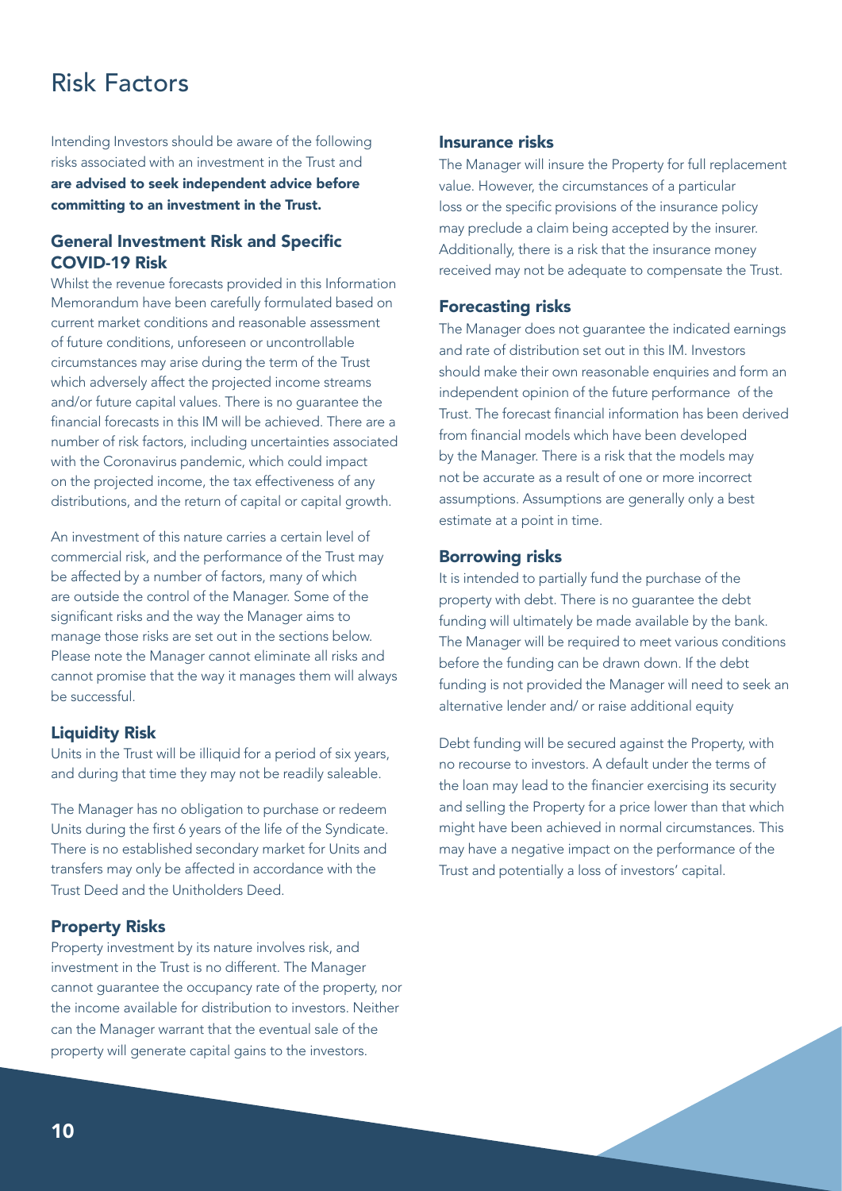# Risk Factors

Intending Investors should be aware of the following risks associated with an investment in the Trust and **are advised to seek independent advice before committing to an investment in the Trust.**

## General Investment Risk and Specific COVID-19 Risk

Whilst the revenue forecasts provided in this Information Memorandum have been carefully formulated based on current market conditions and reasonable assessment of future conditions, unforeseen or uncontrollable circumstances may arise during the term of the Trust which adversely affect the projected income streams and/or future capital values. There is no guarantee the financial forecasts in this IM will be achieved. There are a number of risk factors, including uncertainties associated with the Coronavirus pandemic, which could impact on the projected income, the tax effectiveness of any distributions, and the return of capital or capital growth.

An investment of this nature carries a certain level of commercial risk, and the performance of the Trust may be affected by a number of factors, many of which are outside the control of the Manager. Some of the significant risks and the way the Manager aims to manage those risks are set out in the sections below. Please note the Manager cannot eliminate all risks and cannot promise that the way it manages them will always be successful.

## Liquidity Risk

Units in the Trust will be illiquid for a period of six years, and during that time they may not be readily saleable.

The Manager has no obligation to purchase or redeem Units during the first 6 years of the life of the Syndicate. There is no established secondary market for Units and transfers may only be affected in accordance with the Trust Deed and the Unitholders Deed.

## Property Risks

Property investment by its nature involves risk, and investment in the Trust is no different. The Manager cannot guarantee the occupancy rate of the property, nor the income available for distribution to investors. Neither can the Manager warrant that the eventual sale of the property will generate capital gains to the investors.

## Insurance risks

The Manager will insure the Property for full replacement value. However, the circumstances of a particular loss or the specific provisions of the insurance policy may preclude a claim being accepted by the insurer. Additionally, there is a risk that the insurance money received may not be adequate to compensate the Trust.

## Forecasting risks

The Manager does not guarantee the indicated earnings and rate of distribution set out in this IM. Investors should make their own reasonable enquiries and form an independent opinion of the future performance of the Trust. The forecast financial information has been derived from financial models which have been developed by the Manager. There is a risk that the models may not be accurate as a result of one or more incorrect assumptions. Assumptions are generally only a best estimate at a point in time.

## Borrowing risks

It is intended to partially fund the purchase of the property with debt. There is no guarantee the debt funding will ultimately be made available by the bank. The Manager will be required to meet various conditions before the funding can be drawn down. If the debt funding is not provided the Manager will need to seek an alternative lender and/ or raise additional equity

Debt funding will be secured against the Property, with no recourse to investors. A default under the terms of the loan may lead to the financier exercising its security and selling the Property for a price lower than that which might have been achieved in normal circumstances. This may have a negative impact on the performance of the Trust and potentially a loss of investors' capital.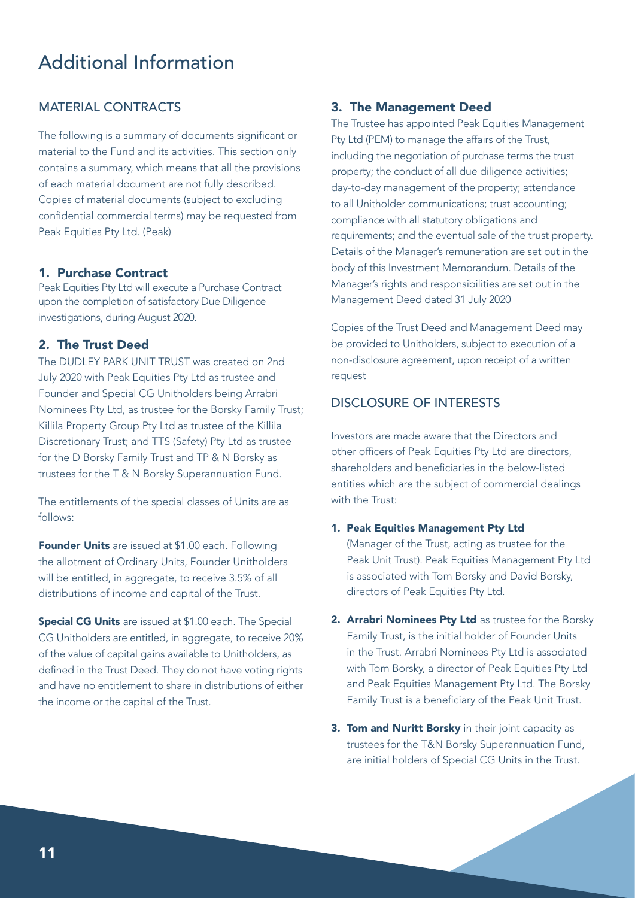# Additional Information

## MATERIAL CONTRACTS

The following is a summary of documents significant or material to the Fund and its activities. This section only contains a summary, which means that all the provisions of each material document are not fully described. Copies of material documents (subject to excluding confidential commercial terms) may be requested from Peak Equities Pty Ltd. (Peak)

### 1. Purchase Contract

Peak Equities Pty Ltd will execute a Purchase Contract upon the completion of satisfactory Due Diligence investigations, during August 2020.

### 2. The Trust Deed

The DUDLEY PARK UNIT TRUST was created on 2nd July 2020 with Peak Equities Pty Ltd as trustee and Founder and Special CG Unitholders being Arrabri Nominees Pty Ltd, as trustee for the Borsky Family Trust; Killila Property Group Pty Ltd as trustee of the Killila Discretionary Trust; and TTS (Safety) Pty Ltd as trustee for the D Borsky Family Trust and TP & N Borsky as trustees for the T & N Borsky Superannuation Fund.

The entitlements of the special classes of Units are as follows:

**Founder Units** are issued at $1.00 each. Following the allotment of Ordinary Units, Founder Unitholders will be entitled, in aggregate, to receive 3.5% of all distributions of income and capital of the Trust.

**Special CG Units** are issued at $1.00 each. The Special CG Unitholders are entitled, in aggregate, to receive 20% of the value of capital gains available to Unitholders, as defined in the Trust Deed. They do not have voting rights and have no entitlement to share in distributions of either the income or the capital of the Trust.

### 3. The Management Deed

The Trustee has appointed Peak Equities Management Pty Ltd (PEM) to manage the affairs of the Trust, including the negotiation of purchase terms the trust property; the conduct of all due diligence activities; day-to-day management of the property; attendance to all Unitholder communications; trust accounting; compliance with all statutory obligations and requirements; and the eventual sale of the trust property. Details of the Manager's remuneration are set out in the body of this Investment Memorandum. Details of the Manager's rights and responsibilities are set out in the Management Deed dated 31 July 2020

Copies of the Trust Deed and Management Deed may be provided to Unitholders, subject to execution of a non-disclosure agreement, upon receipt of a written request

## DISCLOSURE OF INTERESTS

Investors are made aware that the Directors and other officers of Peak Equities Pty Ltd are directors, shareholders and beneficiaries in the below-listed entities which are the subject of commercial dealings with the Trust:

1. **Peak Equities Management Pty Ltd** (Manager of the Trust, acting as trustee for the Peak Unit Trust). Peak Equities Management Pty Ltd is associated with Tom Borsky and David Borsky, directors of Peak Equities Pty Ltd.
2. **Arrabri Nominees Pty Ltd** as trustee for the Borsky Family Trust, is the initial holder of Founder Units in the Trust. Arrabri Nominees Pty Ltd is associated with Tom Borsky, a director of Peak Equities Pty Ltd and Peak Equities Management Pty Ltd. The Borsky Family Trust is a beneficiary of the Peak Unit Trust.
3. **Tom and Nuritt Borsky** in their joint capacity as trustees for the T&N Borsky Superannuation Fund, are initial holders of Special CG Units in the Trust.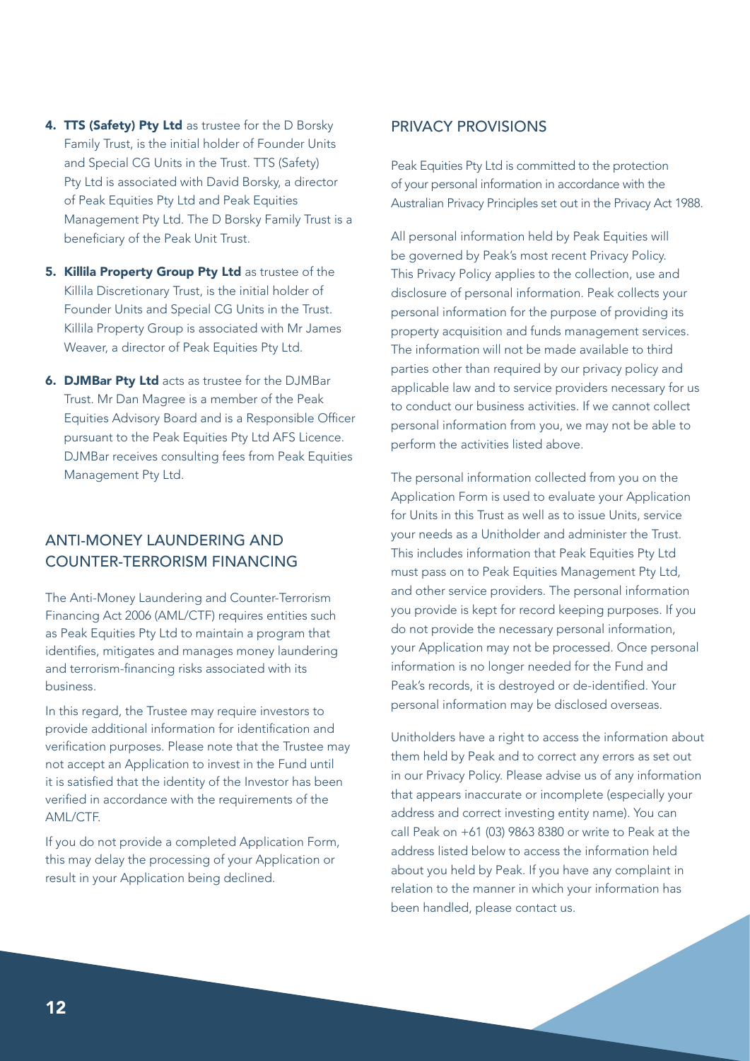4. **TTS (Safety) Pty Ltd** as trustee for the D Borsky Family Trust, is the initial holder of Founder Units and Special CG Units in the Trust. TTS (Safety) Pty Ltd is associated with David Borsky, a director of Peak Equities Pty Ltd and Peak Equities Management Pty Ltd. The D Borsky Family Trust is a beneficiary of the Peak Unit Trust.

5. **Killila Property Group Pty Ltd** as trustee of the Killila Discretionary Trust, is the initial holder of Founder Units and Special CG Units in the Trust. Killila Property Group is associated with Mr James Weaver, a director of Peak Equities Pty Ltd.

6. **DJMBar Pty Ltd** acts as trustee for the DJMBar Trust. Mr Dan Magree is a member of the Peak Equities Advisory Board and is a Responsible Officer pursuant to the Peak Equities Pty Ltd AFS Licence. DJMBar receives consulting fees from Peak Equities Management Pty Ltd.

## ANTI-MONEY LAUNDERING AND COUNTER-TERRORISM FINANCING

The Anti-Money Laundering and Counter-Terrorism Financing Act 2006 (AML/CTF) requires entities such as Peak Equities Pty Ltd to maintain a program that identifies, mitigates and manages money laundering and terrorism-financing risks associated with its business.

In this regard, the Trustee may require investors to provide additional information for identification and verification purposes. Please note that the Trustee may not accept an Application to invest in the Fund until it is satisfied that the identity of the Investor has been verified in accordance with the requirements of the AML/CTF.

If you do not provide a completed Application Form, this may delay the processing of your Application or result in your Application being declined.

## PRIVACY PROVISIONS

Peak Equities Pty Ltd is committed to the protection of your personal information in accordance with the Australian Privacy Principles set out in the Privacy Act 1988.

All personal information held by Peak Equities will be governed by Peak's most recent Privacy Policy. This Privacy Policy applies to the collection, use and disclosure of personal information. Peak collects your personal information for the purpose of providing its property acquisition and funds management services. The information will not be made available to third parties other than required by our privacy policy and applicable law and to service providers necessary for us to conduct our business activities. If we cannot collect personal information from you, we may not be able to perform the activities listed above.

The personal information collected from you on the Application Form is used to evaluate your Application for Units in this Trust as well as to issue Units, service your needs as a Unitholder and administer the Trust. This includes information that Peak Equities Pty Ltd must pass on to Peak Equities Management Pty Ltd, and other service providers. The personal information you provide is kept for record keeping purposes. If you do not provide the necessary personal information, your Application may not be processed. Once personal information is no longer needed for the Fund and Peak's records, it is destroyed or de-identified. Your personal information may be disclosed overseas.

Unitholders have a right to access the information about them held by Peak and to correct any errors as set out in our Privacy Policy. Please advise us of any information that appears inaccurate or incomplete (especially your address and correct investing entity name). You can call Peak on +61 (03) 9863 8380 or write to Peak at the address listed below to access the information held about you held by Peak. If you have any complaint in relation to the manner in which your information has been handled, please contact us.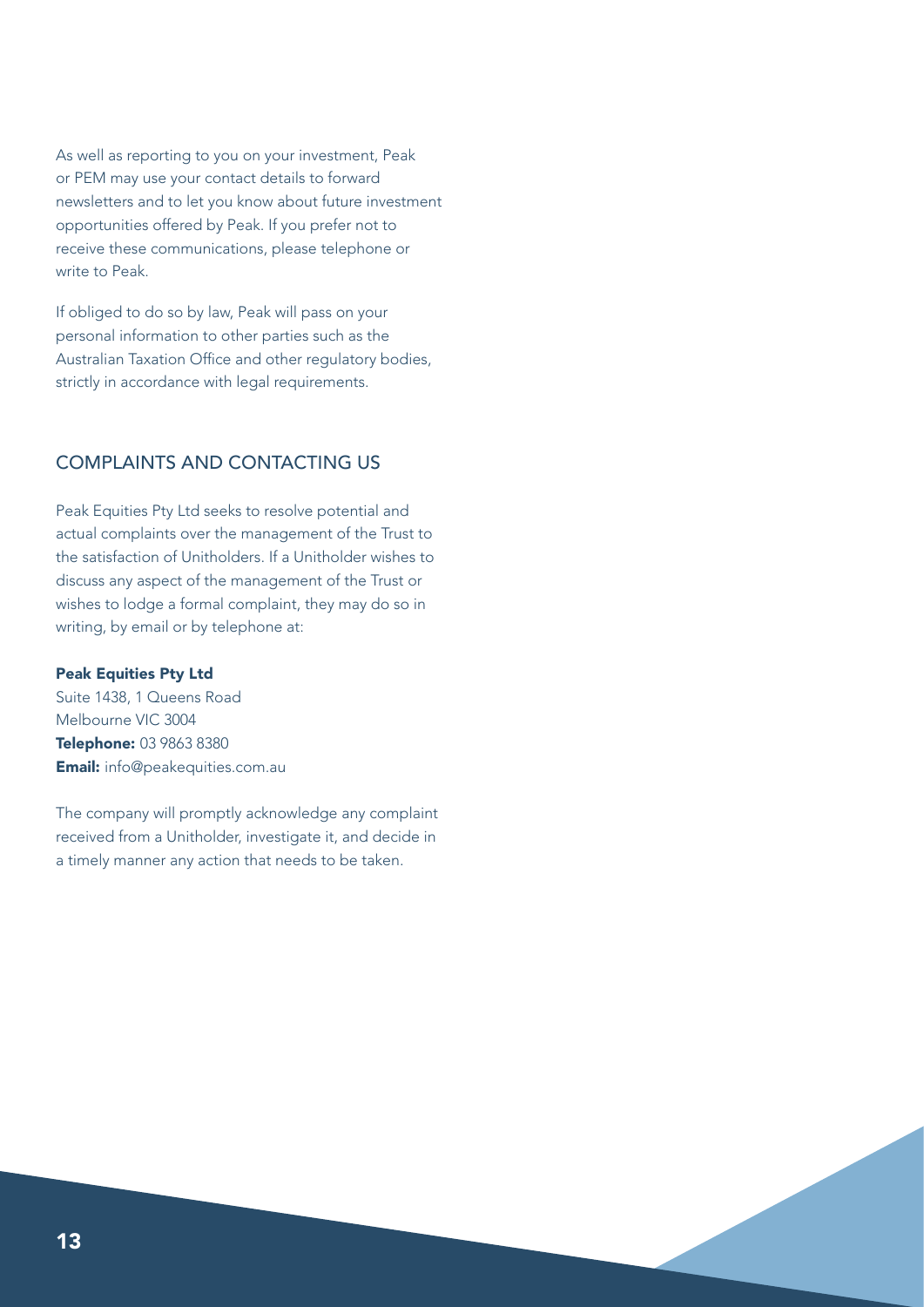As well as reporting to you on your investment, Peak or PEM may use your contact details to forward newsletters and to let you know about future investment opportunities offered by Peak. If you prefer not to receive these communications, please telephone or write to Peak.

If obliged to do so by law, Peak will pass on your personal information to other parties such as the Australian Taxation Office and other regulatory bodies, strictly in accordance with legal requirements.

## COMPLAINTS AND CONTACTING US

Peak Equities Pty Ltd seeks to resolve potential and actual complaints over the management of the Trust to the satisfaction of Unitholders. If a Unitholder wishes to discuss any aspect of the management of the Trust or wishes to lodge a formal complaint, they may do so in writing, by email or by telephone at:

**Peak Equities Pty Ltd**
Suite 1438, 1 Queens Road
Melbourne VIC 3004
**Telephone:** 03 9863 8380
**Email:** info@peakequities.com.au

The company will promptly acknowledge any complaint received from a Unitholder, investigate it, and decide in a timely manner any action that needs to be taken.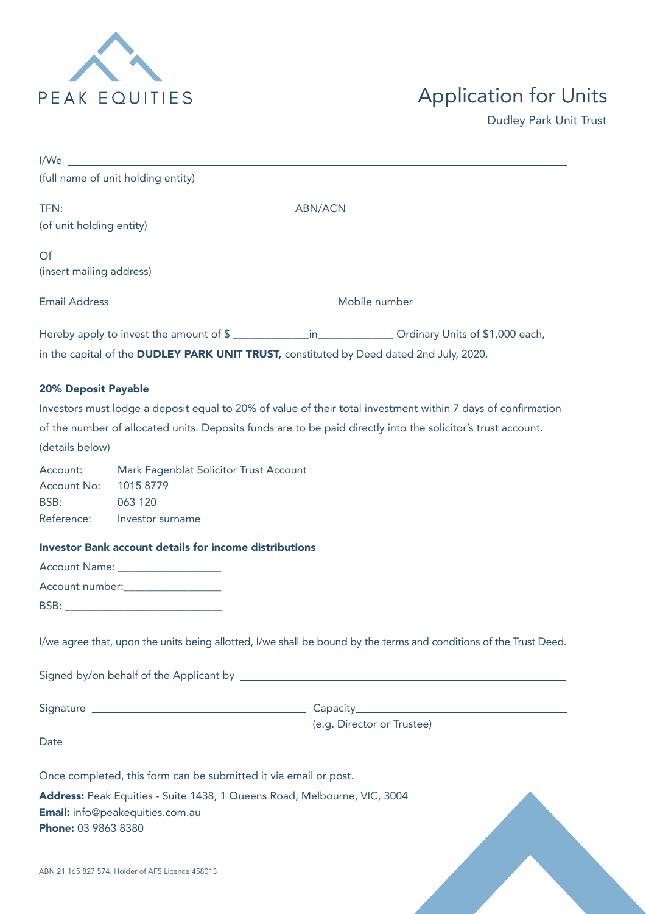PEAK EQUITIES

# Application for Units

Dudley Park Unit Trust

I/We ____________________________________________
(full name of unit holding entity)

TFN: ____________________ ABN/ACN ____________________
(of unit holding entity)

Of ____________________________________________
(insert mailing address)

Email Address ____________________ Mobile number ____________________

Hereby apply to invest the amount of $ ____________ in ____________ Ordinary Units of $1,000 each, in the capital of the **DUDLEY PARK UNIT TRUST,** constituted by Deed dated 2nd July, 2020.

**20% Deposit Payable**

Investors must lodge a deposit equal to 20% of value of their total investment within 7 days of confirmation of the number of allocated units. Deposits funds are to be paid directly into the solicitor's trust account. (details below)

Account: Mark Fagenblat Solicitor Trust Account
Account No: 1015 8779
BSB: 063 120
Reference: Investor surname

**Investor Bank account details for income distributions**

Account Name: ____________________
Account number: ____________________
BSB: ____________________

I/we agree that, upon the units being allotted, I/we shall be bound by the terms and conditions of the Trust Deed.

Signed by/on behalf of the Applicant by ____________________________________________

Signature ____________________ Capacity ____________________
(e.g. Director or Trustee)

Date ____________________

Once completed, this form can be submitted it via email or post.

**Address:** Peak Equities - Suite 1438, 1 Queens Road, Melbourne, VIC, 3004
**Email:** info@peakequities.com.au
**Phone:** 03 9863 8380

ABN 21 165 827 574. Holder of AFS Licence 458013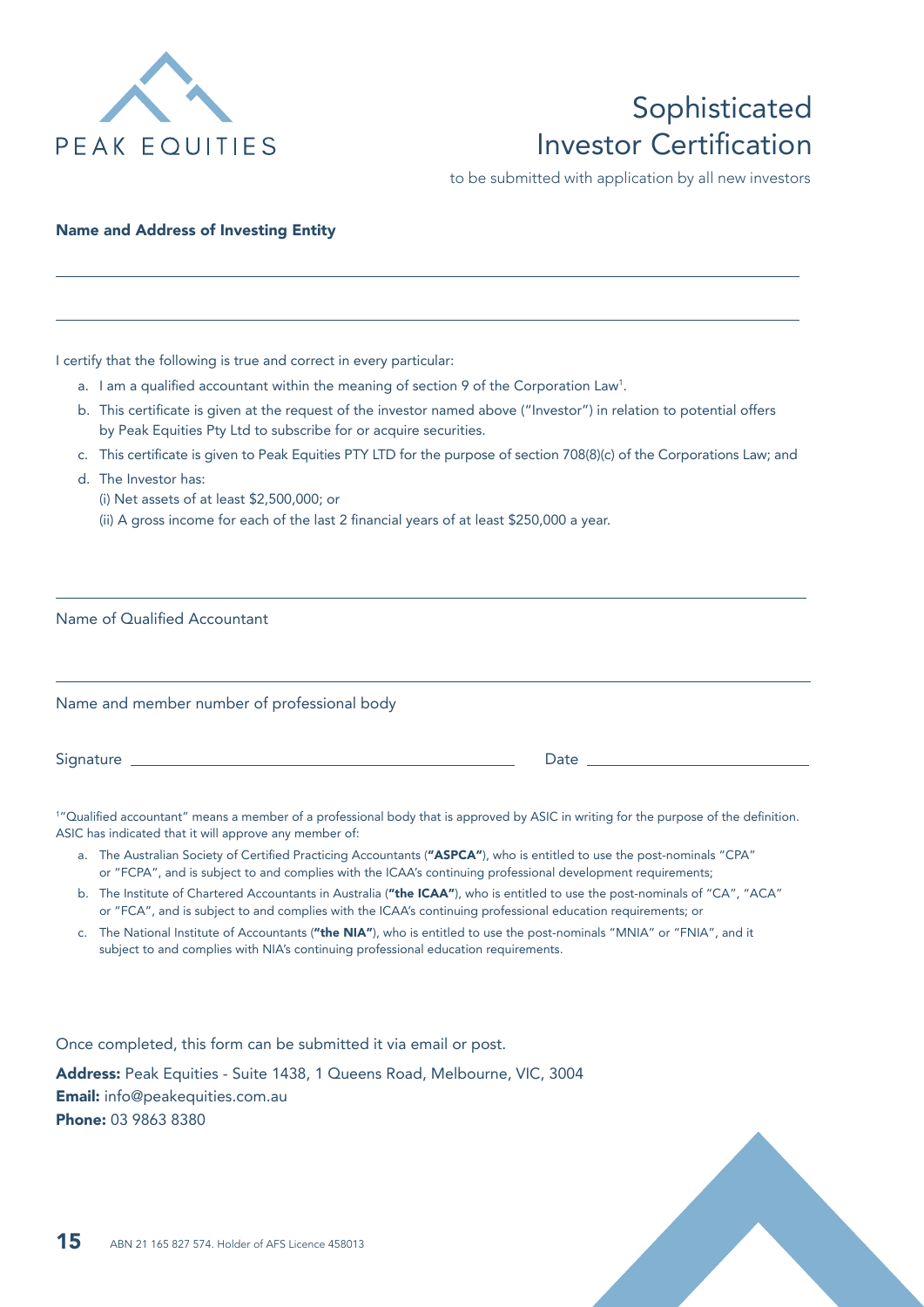PEAK EQUITIES

# Sophisticated Investor Certification

to be submitted with application by all new investors

**Name and Address of Investing Entity**

\_\_\_\_\_\_\_\_\_\_\_\_\_\_\_\_\_\_\_\_\_\_\_\_\_\_\_\_\_\_\_\_\_\_\_\_\_\_\_\_\_\_\_\_\_\_\_\_\_\_\_\_\_\_\_\_\_\_\_\_

\_\_\_\_\_\_\_\_\_\_\_\_\_\_\_\_\_\_\_\_\_\_\_\_\_\_\_\_\_\_\_\_\_\_\_\_\_\_\_\_\_\_\_\_\_\_\_\_\_\_\_\_\_\_\_\_\_\_\_\_

I certify that the following is true and correct in every particular:

a. I am a qualified accountant within the meaning of section 9 of the Corporation Law[1].

b. This certificate is given at the request of the investor named above ("Investor") in relation to potential offers by Peak Equities Pty Ltd to subscribe for or acquire securities.

c. This certificate is given to Peak Equities PTY LTD for the purpose of section 708(8)(c) of the Corporations Law; and

d. The Investor has:
   (i) Net assets of at least $2,500,000; or
   (ii) A gross income for each of the last 2 financial years of at least $250,000 a year.

\_\_\_\_\_\_\_\_\_\_\_\_\_\_\_\_\_\_\_\_\_\_\_\_\_\_\_\_\_\_\_\_\_\_\_\_\_\_\_\_\_\_\_\_\_\_\_\_\_\_\_\_\_\_\_\_\_\_\_\_

Name of Qualified Accountant

\_\_\_\_\_\_\_\_\_\_\_\_\_\_\_\_\_\_\_\_\_\_\_\_\_\_\_\_\_\_\_\_\_\_\_\_\_\_\_\_\_\_\_\_\_\_\_\_\_\_\_\_\_\_\_\_\_\_\_\_

Name and member number of professional body

Signature \_\_\_\_\_\_\_\_\_\_\_\_\_\_\_\_\_\_\_\_\_\_\_\_\_\_\_\_\_\_\_\_\_\_\_\_ Date \_\_\_\_\_\_\_\_\_\_\_\_\_\_\_\_\_\_\_\_

[1]"Qualified accountant" means a member of a professional body that is approved by ASIC in writing for the purpose of the definition. ASIC has indicated that it will approve any member of:

a. The Australian Society of Certified Practicing Accountants (**"ASPCA"**), who is entitled to use the post-nominals "CPA" or "FCPA", and is subject to and complies with the ICAA's continuing professional development requirements;

b. The Institute of Chartered Accountants in Australia (**"the ICAA"**), who is entitled to use the post-nominals of "CA", "ACA" or "FCA", and is subject to and complies with the ICAA's continuing professional education requirements; or

c. The National Institute of Accountants (**"the NIA"**), who is entitled to use the post-nominals "MNIA" or "FNIA", and it subject to and complies with NIA's continuing professional education requirements.

Once completed, this form can be submitted it via email or post.

**Address:** Peak Equities - Suite 1438, 1 Queens Road, Melbourne, VIC, 3004
**Email:** info@peakequities.com.au
**Phone:** 03 9863 8380

ABN 21 165 827 574. Holder of AFS Licence 458013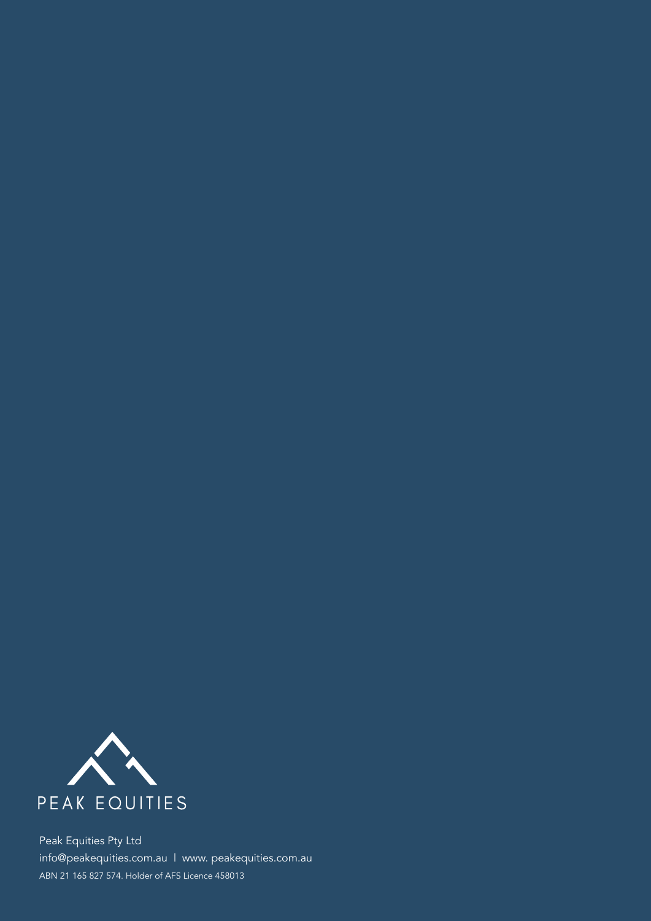PEAK EQUITIES

Peak Equities Pty Ltd

info@peakequities.com.au | www. peakequities.com.au

ABN 21 165 827 574. Holder of AFS Licence 458013